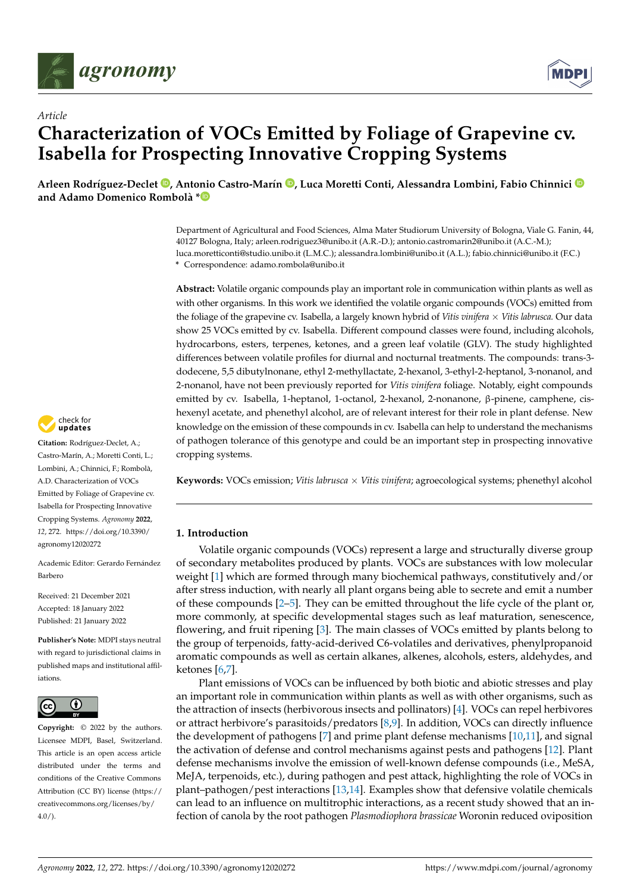*Article*

# Characterization of VOCs Emitted by Foliage of Grapevine cv. Isabella for Prospecting Innovative Cropping Systems

**Arleen Rodríguez-Declet, Antonio Castro-Marín, Luca Moretti Conti, Alessandra Lombini, Fabio Chinnici and Adamo Domenico Rombolà ***

Department of Agricultural and Food Sciences, Alma Mater Studiorum University of Bologna, Viale G. Fanin, 44, 40127 Bologna, Italy; arleen.rodriguez3@unibo.it (A.R.-D.); antonio.castromarin2@unibo.it (A.C.-M.); luca.moretticonti@studio.unibo.it (L.M.C.); alessandra.lombini@unibo.it (A.L.); fabio.chinnici@unibo.it (F.C.)
* Correspondence: adamo.rombola@unibo.it

**Abstract:** Volatile organic compounds play an important role in communication within plants as well as with other organisms. In this work we identified the volatile organic compounds (VOCs) emitted from the foliage of the grapevine cv. Isabella, a largely known hybrid of *Vitis vinifera* × *Vitis labrusca.* Our data show 25 VOCs emitted by cv. Isabella. Different compound classes were found, including alcohols, hydrocarbons, esters, terpenes, ketones, and a green leaf volatile (GLV). The study highlighted differences between volatile profiles for diurnal and nocturnal treatments. The compounds: trans-3-dodecene, 5,5 dibutylnonane, ethyl 2-methyllactate, 2-hexanol, 3-ethyl-2-heptanol, 3-nonanol, and 2-nonanol, have not been previously reported for *Vitis vinifera* foliage. Notably, eight compounds emitted by cv. Isabella, 1-heptanol, 1-octanol, 2-hexanol, 2-nonanone, β-pinene, camphene, cis-hexenyl acetate, and phenethyl alcohol, are of relevant interest for their role in plant defense. New knowledge on the emission of these compounds in cv. Isabella can help to understand the mechanisms of pathogen tolerance of this genotype and could be an important step in prospecting innovative cropping systems.

**Keywords:** VOCs emission; *Vitis labrusca* × *Vitis vinifera*; agroecological systems; phenethyl alcohol

**Citation:** Rodríguez-Declet, A.; Castro-Marín, A.; Moretti Conti, L.; Lombini, A.; Chinnici, F.; Rombolà, A.D. Characterization of VOCs Emitted by Foliage of Grapevine cv. Isabella for Prospecting Innovative Cropping Systems. *Agronomy* **2022**, *12*, 272. https://doi.org/10.3390/agronomy12020272

Academic Editor: Gerardo Fernández Barbero

Received: 21 December 2021
Accepted: 18 January 2022
Published: 21 January 2022

**Publisher's Note:** MDPI stays neutral with regard to jurisdictional claims in published maps and institutional affiliations.

**Copyright:** © 2022 by the authors. Licensee MDPI, Basel, Switzerland. This article is an open access article distributed under the terms and conditions of the Creative Commons Attribution (CC BY) license (https://creativecommons.org/licenses/by/4.0/).

## 1. Introduction

Volatile organic compounds (VOCs) represent a large and structurally diverse group of secondary metabolites produced by plants. VOCs are substances with low molecular weight [1] which are formed through many biochemical pathways, constitutively and/or after stress induction, with nearly all plant organs being able to secrete and emit a number of these compounds [2–5]. They can be emitted throughout the life cycle of the plant or, more commonly, at specific developmental stages such as leaf maturation, senescence, flowering, and fruit ripening [3]. The main classes of VOCs emitted by plants belong to the group of terpenoids, fatty-acid-derived C6-volatiles and derivatives, phenylpropanoid aromatic compounds as well as certain alkanes, alkenes, alcohols, esters, aldehydes, and ketones [6,7].

Plant emissions of VOCs can be influenced by both biotic and abiotic stresses and play an important role in communication within plants as well as with other organisms, such as the attraction of insects (herbivorous insects and pollinators) [4]. VOCs can repel herbivores or attract herbivore's parasitoids/predators [8,9]. In addition, VOCs can directly influence the development of pathogens [7] and prime plant defense mechanisms [10,11], and signal the activation of defense and control mechanisms against pests and pathogens [12]. Plant defense mechanisms involve the emission of well-known defense compounds (i.e., MeSA, MeJA, terpenoids, etc.), during pathogen and pest attack, highlighting the role of VOCs in plant–pathogen/pest interactions [13,14]. Examples show that defensive volatile chemicals can lead to an influence on multitrophic interactions, as a recent study showed that an infection of canola by the root pathogen *Plasmodiophora brassicae* Woronin reduced oviposition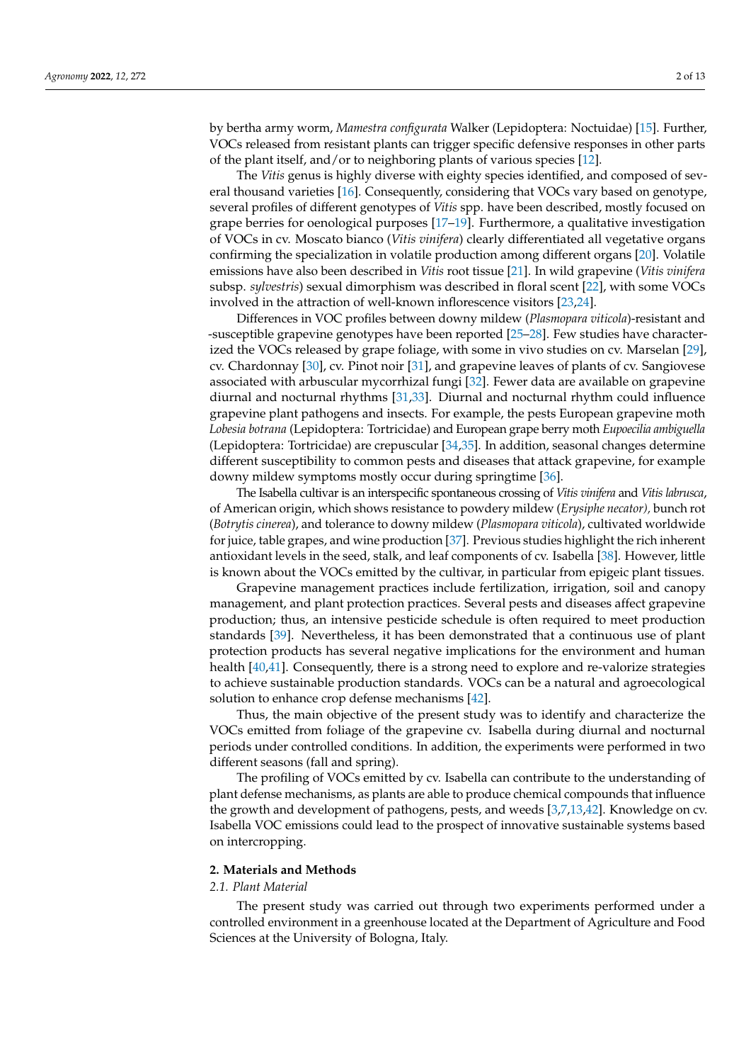by bertha army worm, *Mamestra configurata* Walker (Lepidoptera: Noctuidae) [15]. Further, VOCs released from resistant plants can trigger specific defensive responses in other parts of the plant itself, and/or to neighboring plants of various species [12].

The *Vitis* genus is highly diverse with eighty species identified, and composed of several thousand varieties [16]. Consequently, considering that VOCs vary based on genotype, several profiles of different genotypes of *Vitis* spp. have been described, mostly focused on grape berries for oenological purposes [17–19]. Furthermore, a qualitative investigation of VOCs in cv. Moscato bianco (*Vitis vinifera*) clearly differentiated all vegetative organs confirming the specialization in volatile production among different organs [20]. Volatile emissions have also been described in *Vitis* root tissue [21]. In wild grapevine (*Vitis vinifera* subsp. *sylvestris*) sexual dimorphism was described in floral scent [22], with some VOCs involved in the attraction of well-known inflorescence visitors [23,24].

Differences in VOC profiles between downy mildew (*Plasmopara viticola*)-resistant and -susceptible grapevine genotypes have been reported [25–28]. Few studies have characterized the VOCs released by grape foliage, with some in vivo studies on cv. Marselan [29], cv. Chardonnay [30], cv. Pinot noir [31], and grapevine leaves of plants of cv. Sangiovese associated with arbuscular mycorrhizal fungi [32]. Fewer data are available on grapevine diurnal and nocturnal rhythms [31,33]. Diurnal and nocturnal rhythm could influence grapevine plant pathogens and insects. For example, the pests European grapevine moth *Lobesia botrana* (Lepidoptera: Tortricidae) and European grape berry moth *Eupoecilia ambiguella* (Lepidoptera: Tortricidae) are crepuscular [34,35]. In addition, seasonal changes determine different susceptibility to common pests and diseases that attack grapevine, for example downy mildew symptoms mostly occur during springtime [36].

The Isabella cultivar is an interspecific spontaneous crossing of *Vitis vinifera* and *Vitis labrusca*, of American origin, which shows resistance to powdery mildew (*Erysiphe necator),* bunch rot (*Botrytis cinerea*), and tolerance to downy mildew (*Plasmopara viticola*), cultivated worldwide for juice, table grapes, and wine production [37]. Previous studies highlight the rich inherent antioxidant levels in the seed, stalk, and leaf components of cv. Isabella [38]. However, little is known about the VOCs emitted by the cultivar, in particular from epigeic plant tissues.

Grapevine management practices include fertilization, irrigation, soil and canopy management, and plant protection practices. Several pests and diseases affect grapevine production; thus, an intensive pesticide schedule is often required to meet production standards [39]. Nevertheless, it has been demonstrated that a continuous use of plant protection products has several negative implications for the environment and human health [40,41]. Consequently, there is a strong need to explore and re-valorize strategies to achieve sustainable production standards. VOCs can be a natural and agroecological solution to enhance crop defense mechanisms [42].

Thus, the main objective of the present study was to identify and characterize the VOCs emitted from foliage of the grapevine cv. Isabella during diurnal and nocturnal periods under controlled conditions. In addition, the experiments were performed in two different seasons (fall and spring).

The profiling of VOCs emitted by cv. Isabella can contribute to the understanding of plant defense mechanisms, as plants are able to produce chemical compounds that influence the growth and development of pathogens, pests, and weeds [3,7,13,42]. Knowledge on cv. Isabella VOC emissions could lead to the prospect of innovative sustainable systems based on intercropping.

## 2. Materials and Methods

### 2.1. Plant Material

The present study was carried out through two experiments performed under a controlled environment in a greenhouse located at the Department of Agriculture and Food Sciences at the University of Bologna, Italy.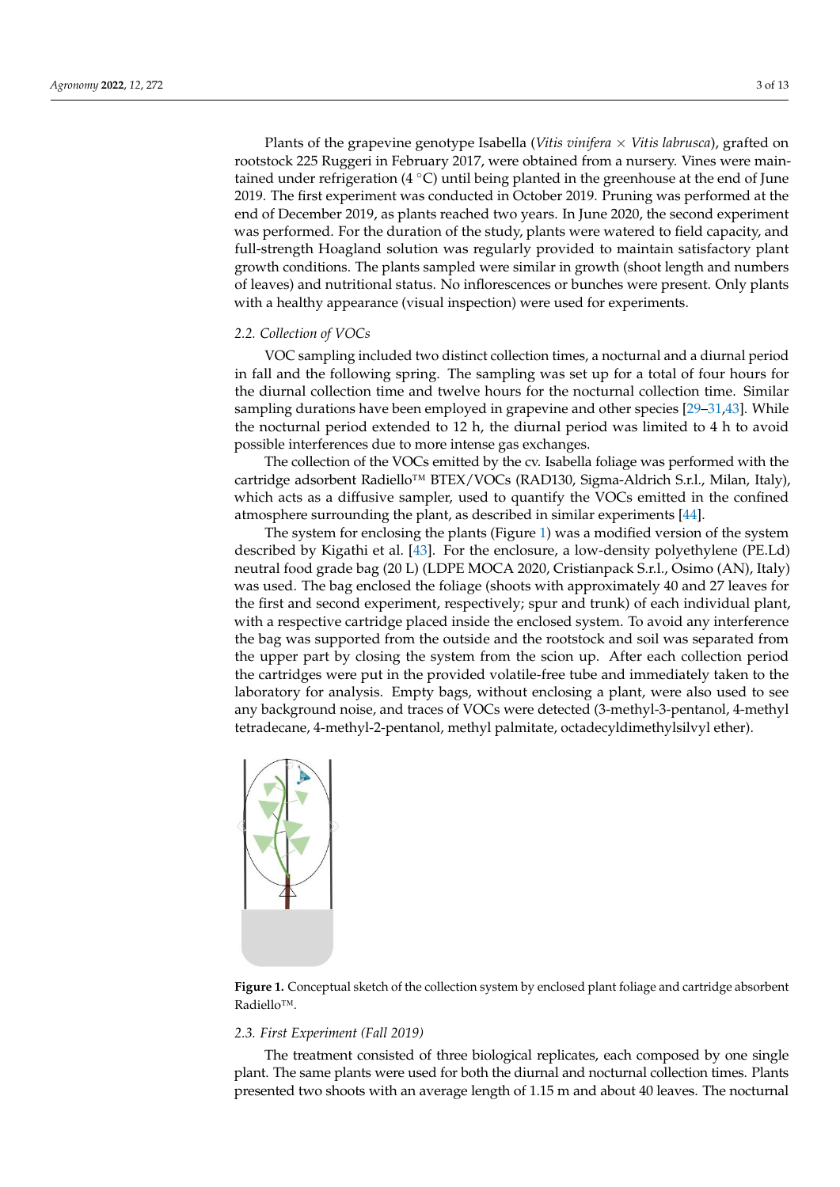Plants of the grapevine genotype Isabella (*Vitis vinifera* × *Vitis labrusca*), grafted on rootstock 225 Ruggeri in February 2017, were obtained from a nursery. Vines were maintained under refrigeration (4 °C) until being planted in the greenhouse at the end of June 2019. The first experiment was conducted in October 2019. Pruning was performed at the end of December 2019, as plants reached two years. In June 2020, the second experiment was performed. For the duration of the study, plants were watered to field capacity, and full-strength Hoagland solution was regularly provided to maintain satisfactory plant growth conditions. The plants sampled were similar in growth (shoot length and numbers of leaves) and nutritional status. No inflorescences or bunches were present. Only plants with a healthy appearance (visual inspection) were used for experiments.

### 2.2. Collection of VOCs

VOC sampling included two distinct collection times, a nocturnal and a diurnal period in fall and the following spring. The sampling was set up for a total of four hours for the diurnal collection time and twelve hours for the nocturnal collection time. Similar sampling durations have been employed in grapevine and other species [29–31,43]. While the nocturnal period extended to 12 h, the diurnal period was limited to 4 h to avoid possible interferences due to more intense gas exchanges.

The collection of the VOCs emitted by the cv. Isabella foliage was performed with the cartridge adsorbent Radiello™ BTEX/VOCs (RAD130, Sigma-Aldrich S.r.l., Milan, Italy), which acts as a diffusive sampler, used to quantify the VOCs emitted in the confined atmosphere surrounding the plant, as described in similar experiments [44].

The system for enclosing the plants (Figure 1) was a modified version of the system described by Kigathi et al. [43]. For the enclosure, a low-density polyethylene (PE.Ld) neutral food grade bag (20 L) (LDPE MOCA 2020, Cristianpack S.r.l., Osimo (AN), Italy) was used. The bag enclosed the foliage (shoots with approximately 40 and 27 leaves for the first and second experiment, respectively; spur and trunk) of each individual plant, with a respective cartridge placed inside the enclosed system. To avoid any interference the bag was supported from the outside and the rootstock and soil was separated from the upper part by closing the system from the scion up. After each collection period the cartridges were put in the provided volatile-free tube and immediately taken to the laboratory for analysis. Empty bags, without enclosing a plant, were also used to see any background noise, and traces of VOCs were detected (3-methyl-3-pentanol, 4-methyl tetradecane, 4-methyl-2-pentanol, methyl palmitate, octadecyldimethylsilvyl ether).

**Figure 1.** Conceptual sketch of the collection system by enclosed plant foliage and cartridge absorbent Radiello™.

### 2.3. First Experiment (Fall 2019)

The treatment consisted of three biological replicates, each composed by one single plant. The same plants were used for both the diurnal and nocturnal collection times. Plants presented two shoots with an average length of 1.15 m and about 40 leaves. The nocturnal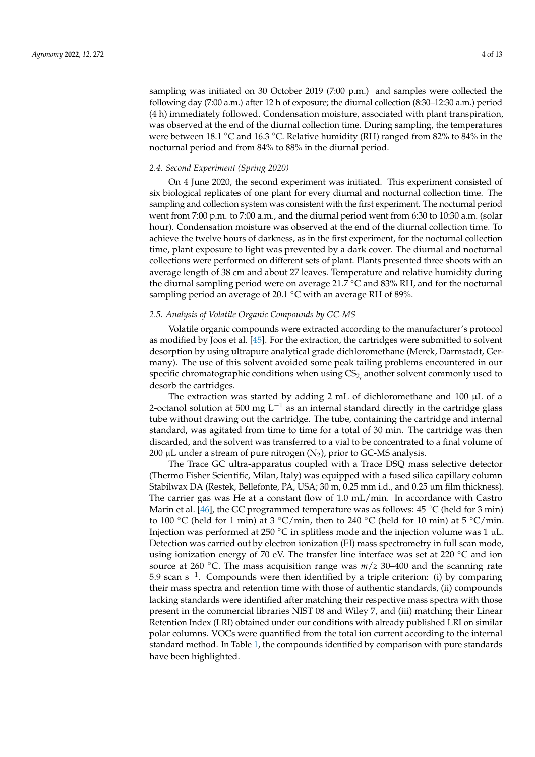sampling was initiated on 30 October 2019 (7:00 p.m.) and samples were collected the following day (7:00 a.m.) after 12 h of exposure; the diurnal collection (8:30–12:30 a.m.) period (4 h) immediately followed. Condensation moisture, associated with plant transpiration, was observed at the end of the diurnal collection time. During sampling, the temperatures were between 18.1 °C and 16.3 °C. Relative humidity (RH) ranged from 82% to 84% in the nocturnal period and from 84% to 88% in the diurnal period.

### *2.4. Second Experiment (Spring 2020)*

On 4 June 2020, the second experiment was initiated. This experiment consisted of six biological replicates of one plant for every diurnal and nocturnal collection time. The sampling and collection system was consistent with the first experiment. The nocturnal period went from 7:00 p.m. to 7:00 a.m., and the diurnal period went from 6:30 to 10:30 a.m. (solar hour). Condensation moisture was observed at the end of the diurnal collection time. To achieve the twelve hours of darkness, as in the first experiment, for the nocturnal collection time, plant exposure to light was prevented by a dark cover. The diurnal and nocturnal collections were performed on different sets of plant. Plants presented three shoots with an average length of 38 cm and about 27 leaves. Temperature and relative humidity during the diurnal sampling period were on average 21.7 °C and 83% RH, and for the nocturnal sampling period an average of 20.1 °C with an average RH of 89%.

### *2.5. Analysis of Volatile Organic Compounds by GC-MS*

Volatile organic compounds were extracted according to the manufacturer's protocol as modified by Joos et al. [45]. For the extraction, the cartridges were submitted to solvent desorption by using ultrapure analytical grade dichloromethane (Merck, Darmstadt, Germany). The use of this solvent avoided some peak tailing problems encountered in our specific chromatographic conditions when using $CS_2$, another solvent commonly used to desorb the cartridges.

The extraction was started by adding 2 mL of dichloromethane and 100 µL of a 2-octanol solution at 500 mg $L^{-1}$ as an internal standard directly in the cartridge glass tube without drawing out the cartridge. The tube, containing the cartridge and internal standard, was agitated from time to time for a total of 30 min. The cartridge was then discarded, and the solvent was transferred to a vial to be concentrated to a final volume of 200 µL under a stream of pure nitrogen ($N_2$), prior to GC-MS analysis.

The Trace GC ultra-apparatus coupled with a Trace DSQ mass selective detector (Thermo Fisher Scientific, Milan, Italy) was equipped with a fused silica capillary column Stabilwax DA (Restek, Bellefonte, PA, USA; 30 m, 0.25 mm i.d., and 0.25 µm film thickness). The carrier gas was He at a constant flow of 1.0 mL/min. In accordance with Castro Marin et al. [46], the GC programmed temperature was as follows: 45 °C (held for 3 min) to 100 °C (held for 1 min) at 3 °C/min, then to 240 °C (held for 10 min) at 5 °C/min. Injection was performed at 250 °C in splitless mode and the injection volume was 1 µL. Detection was carried out by electron ionization (EI) mass spectrometry in full scan mode, using ionization energy of 70 eV. The transfer line interface was set at 220 °C and ion source at 260 °C. The mass acquisition range was $m/z$ 30–400 and the scanning rate 5.9 scan $s^{-1}$. Compounds were then identified by a triple criterion: (i) by comparing their mass spectra and retention time with those of authentic standards, (ii) compounds lacking standards were identified after matching their respective mass spectra with those present in the commercial libraries NIST 08 and Wiley 7, and (iii) matching their Linear Retention Index (LRI) obtained under our conditions with already published LRI on similar polar columns. VOCs were quantified from the total ion current according to the internal standard method. In Table 1, the compounds identified by comparison with pure standards have been highlighted.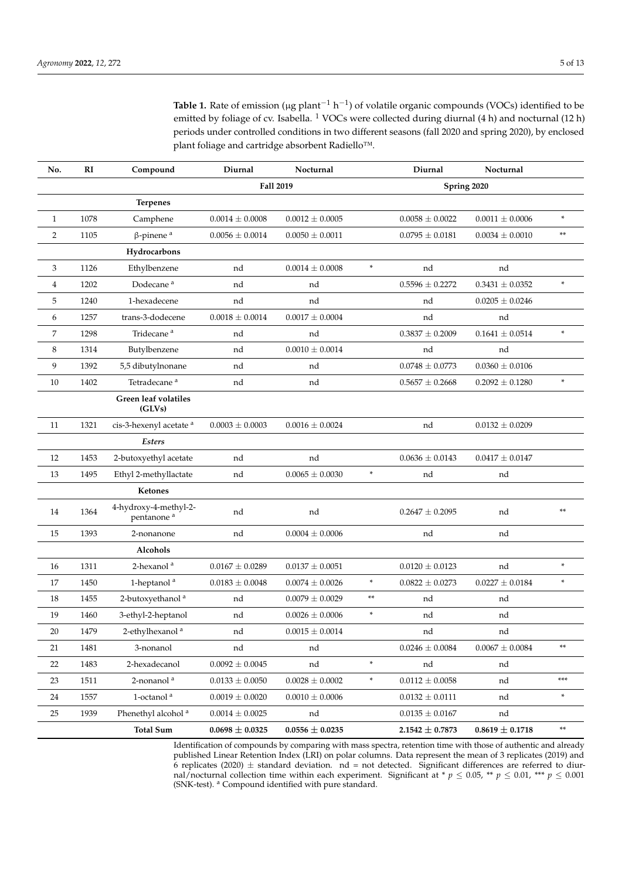**Table 1.** Rate of emission (μg plant$^{-1}$ h$^{-1}$) of volatile organic compounds (VOCs) identified to be emitted by foliage of cv. Isabella. [1] VOCs were collected during diurnal (4 h) and nocturnal (12 h) periods under controlled conditions in two different seasons (fall 2020 and spring 2020), by enclosed plant foliage and cartridge absorbent Radiello™.

| No. | RI | Compound | Diurnal | Nocturnal | | Diurnal | Nocturnal | |
|---|---|---|---|---|---|---|---|---|
| | | | Fall 2019 | | | Spring 2020 | | |
| | | **Terpenes** | | | | | | |
| 1 | 1078 | Camphene | 0.0014 ± 0.0008 | 0.0012 ± 0.0005 | | 0.0058 ± 0.0022 | 0.0011 ± 0.0006 | * |
| 2 | 1105 | β-pinene [a] | 0.0056 ± 0.0014 | 0.0050 ± 0.0011 | | 0.0795 ± 0.0181 | 0.0034 ± 0.0010 | ** |
| | | **Hydrocarbons** | | | | | | |
| 3 | 1126 | Ethylbenzene | nd | 0.0014 ± 0.0008 | * | nd | nd | |
| 4 | 1202 | Dodecane [a] | nd | nd | | 0.5596 ± 0.2272 | 0.3431 ± 0.0352 | * |
| 5 | 1240 | 1-hexadecene | nd | nd | | nd | 0.0205 ± 0.0246 | |
| 6 | 1257 | trans-3-dodecene | 0.0018 ± 0.0014 | 0.0017 ± 0.0004 | | nd | nd | |
| 7 | 1298 | Tridecane [a] | nd | nd | | 0.3837 ± 0.2009 | 0.1641 ± 0.0514 | * |
| 8 | 1314 | Butylbenzene | nd | 0.0010 ± 0.0014 | | nd | nd | |
| 9 | 1392 | 5,5 dibutylnonane | nd | nd | | 0.0748 ± 0.0773 | 0.0360 ± 0.0106 | |
| 10 | 1402 | Tetradecane [a] | nd | nd | | 0.5657 ± 0.2668 | 0.2092 ± 0.1280 | * |
| | | **Green leaf volatiles (GLVs)** | | | | | | |
| 11 | 1321 | cis-3-hexenyl acetate [a] | 0.0003 ± 0.0003 | 0.0016 ± 0.0024 | | nd | 0.0132 ± 0.0209 | |
| | | ***Esters*** | | | | | | |
| 12 | 1453 | 2-butoxyethyl acetate | nd | nd | | 0.0636 ± 0.0143 | 0.0417 ± 0.0147 | |
| 13 | 1495 | Ethyl 2-methyllactate | nd | 0.0065 ± 0.0030 | * | nd | nd | |
| | | **Ketones** | | | | | | |
| 14 | 1364 | 4-hydroxy-4-methyl-2-pentanone [a] | nd | nd | | 0.2647 ± 0.2095 | nd | ** |
| 15 | 1393 | 2-nonanone | nd | 0.0004 ± 0.0006 | | nd | nd | |
| | | **Alcohols** | | | | | | |
| 16 | 1311 | 2-hexanol [a] | 0.0167 ± 0.0289 | 0.0137 ± 0.0051 | | 0.0120 ± 0.0123 | nd | * |
| 17 | 1450 | 1-heptanol [a] | 0.0183 ± 0.0048 | 0.0074 ± 0.0026 | * | 0.0822 ± 0.0273 | 0.0227 ± 0.0184 | * |
| 18 | 1455 | 2-butoxyethanol [a] | nd | 0.0079 ± 0.0029 | ** | nd | nd | |
| 19 | 1460 | 3-ethyl-2-heptanol | nd | 0.0026 ± 0.0006 | * | nd | nd | |
| 20 | 1479 | 2-ethylhexanol [a] | nd | 0.0015 ± 0.0014 | | nd | nd | |
| 21 | 1481 | 3-nonanol | nd | nd | | 0.0246 ± 0.0084 | 0.0067 ± 0.0084 | ** |
| 22 | 1483 | 2-hexadecanol | 0.0092 ± 0.0045 | nd | * | nd | nd | |
| 23 | 1511 | 2-nonanol [a] | 0.0133 ± 0.0050 | 0.0028 ± 0.0002 | * | 0.0112 ± 0.0058 | nd | *** |
| 24 | 1557 | 1-octanol [a] | 0.0019 ± 0.0020 | 0.0010 ± 0.0006 | | 0.0132 ± 0.0111 | nd | * |
| 25 | 1939 | Phenethyl alcohol [a] | 0.0014 ± 0.0025 | nd | | 0.0135 ± 0.0167 | nd | |
| | | **Total Sum** | **0.0698 ± 0.0325** | **0.0556 ± 0.0235** | | **2.1542 ± 0.7873** | **0.8619 ± 0.1718** | ** |

Identification of compounds by comparing with mass spectra, retention time with those of authentic and already published Linear Retention Index (LRI) on polar columns. Data represent the mean of 3 replicates (2019) and 6 replicates (2020) ± standard deviation. nd = not detected. Significant differences are referred to diurnal/nocturnal collection time within each experiment. Significant at * $p \leq 0.05$, ** $p \leq 0.01$, *** $p \leq 0.001$ (SNK-test). [a] Compound identified with pure standard.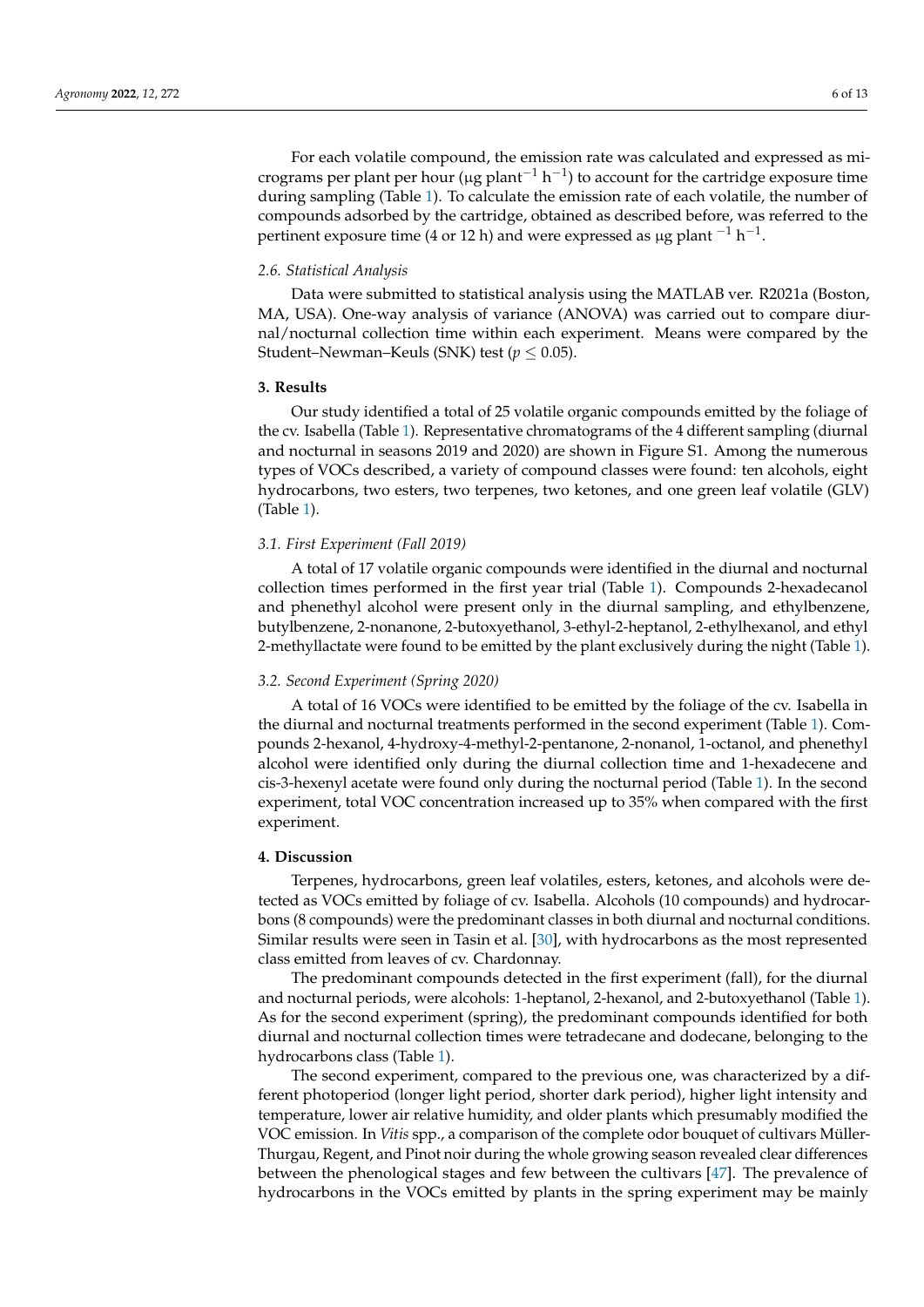For each volatile compound, the emission rate was calculated and expressed as micrograms per plant per hour (μg plant$^{-1}$ h$^{-1}$) to account for the cartridge exposure time during sampling (Table 1). To calculate the emission rate of each volatile, the number of compounds adsorbed by the cartridge, obtained as described before, was referred to the pertinent exposure time (4 or 12 h) and were expressed as μg plant $^{-1}$ h$^{-1}$.

### 2.6. Statistical Analysis

Data were submitted to statistical analysis using the MATLAB ver. R2021a (Boston, MA, USA). One-way analysis of variance (ANOVA) was carried out to compare diurnal/nocturnal collection time within each experiment. Means were compared by the Student–Newman–Keuls (SNK) test ($p \leq 0.05$).

## 3. Results

Our study identified a total of 25 volatile organic compounds emitted by the foliage of the cv. Isabella (Table 1). Representative chromatograms of the 4 different sampling (diurnal and nocturnal in seasons 2019 and 2020) are shown in Figure S1. Among the numerous types of VOCs described, a variety of compound classes were found: ten alcohols, eight hydrocarbons, two esters, two terpenes, two ketones, and one green leaf volatile (GLV) (Table 1).

### 3.1. First Experiment (Fall 2019)

A total of 17 volatile organic compounds were identified in the diurnal and nocturnal collection times performed in the first year trial (Table 1). Compounds 2-hexadecanol and phenethyl alcohol were present only in the diurnal sampling, and ethylbenzene, butylbenzene, 2-nonanone, 2-butoxyethanol, 3-ethyl-2-heptanol, 2-ethylhexanol, and ethyl 2-methyllactate were found to be emitted by the plant exclusively during the night (Table 1).

### 3.2. Second Experiment (Spring 2020)

A total of 16 VOCs were identified to be emitted by the foliage of the cv. Isabella in the diurnal and nocturnal treatments performed in the second experiment (Table 1). Compounds 2-hexanol, 4-hydroxy-4-methyl-2-pentanone, 2-nonanol, 1-octanol, and phenethyl alcohol were identified only during the diurnal collection time and 1-hexadecene and cis-3-hexenyl acetate were found only during the nocturnal period (Table 1). In the second experiment, total VOC concentration increased up to 35% when compared with the first experiment.

## 4. Discussion

Terpenes, hydrocarbons, green leaf volatiles, esters, ketones, and alcohols were detected as VOCs emitted by foliage of cv. Isabella. Alcohols (10 compounds) and hydrocarbons (8 compounds) were the predominant classes in both diurnal and nocturnal conditions. Similar results were seen in Tasin et al. [30], with hydrocarbons as the most represented class emitted from leaves of cv. Chardonnay.

The predominant compounds detected in the first experiment (fall), for the diurnal and nocturnal periods, were alcohols: 1-heptanol, 2-hexanol, and 2-butoxyethanol (Table 1). As for the second experiment (spring), the predominant compounds identified for both diurnal and nocturnal collection times were tetradecane and dodecane, belonging to the hydrocarbons class (Table 1).

The second experiment, compared to the previous one, was characterized by a different photoperiod (longer light period, shorter dark period), higher light intensity and temperature, lower air relative humidity, and older plants which presumably modified the VOC emission. In *Vitis* spp., a comparison of the complete odor bouquet of cultivars Müller-Thurgau, Regent, and Pinot noir during the whole growing season revealed clear differences between the phenological stages and few between the cultivars [47]. The prevalence of hydrocarbons in the VOCs emitted by plants in the spring experiment may be mainly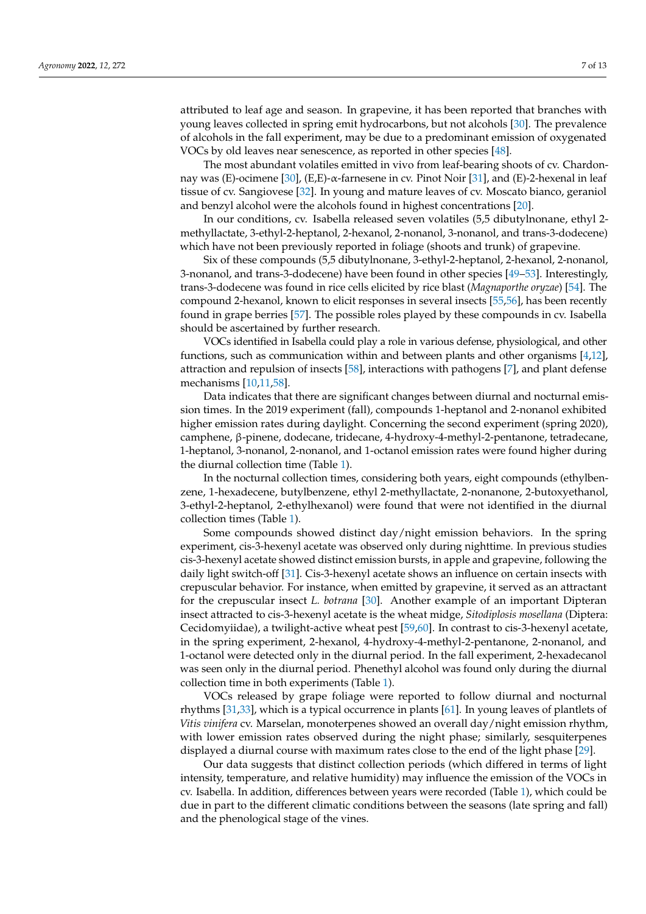attributed to leaf age and season. In grapevine, it has been reported that branches with young leaves collected in spring emit hydrocarbons, but not alcohols [30]. The prevalence of alcohols in the fall experiment, may be due to a predominant emission of oxygenated VOCs by old leaves near senescence, as reported in other species [48].

The most abundant volatiles emitted in vivo from leaf-bearing shoots of cv. Chardonnay was (E)-ocimene [30], (E,E)-α-farnesene in cv. Pinot Noir [31], and (E)-2-hexenal in leaf tissue of cv. Sangiovese [32]. In young and mature leaves of cv. Moscato bianco, geraniol and benzyl alcohol were the alcohols found in highest concentrations [20].

In our conditions, cv. Isabella released seven volatiles (5,5 dibutylnonane, ethyl 2-methyllactate, 3-ethyl-2-heptanol, 2-hexanol, 2-nonanol, 3-nonanol, and trans-3-dodecene) which have not been previously reported in foliage (shoots and trunk) of grapevine.

Six of these compounds (5,5 dibutylnonane, 3-ethyl-2-heptanol, 2-hexanol, 2-nonanol, 3-nonanol, and trans-3-dodecene) have been found in other species [49–53]. Interestingly, trans-3-dodecene was found in rice cells elicited by rice blast (*Magnaporthe oryzae*) [54]. The compound 2-hexanol, known to elicit responses in several insects [55,56], has been recently found in grape berries [57]. The possible roles played by these compounds in cv. Isabella should be ascertained by further research.

VOCs identified in Isabella could play a role in various defense, physiological, and other functions, such as communication within and between plants and other organisms [4,12], attraction and repulsion of insects [58], interactions with pathogens [7], and plant defense mechanisms [10,11,58].

Data indicates that there are significant changes between diurnal and nocturnal emission times. In the 2019 experiment (fall), compounds 1-heptanol and 2-nonanol exhibited higher emission rates during daylight. Concerning the second experiment (spring 2020), camphene, β-pinene, dodecane, tridecane, 4-hydroxy-4-methyl-2-pentanone, tetradecane, 1-heptanol, 3-nonanol, 2-nonanol, and 1-octanol emission rates were found higher during the diurnal collection time (Table 1).

In the nocturnal collection times, considering both years, eight compounds (ethylbenzene, 1-hexadecene, butylbenzene, ethyl 2-methyllactate, 2-nonanone, 2-butoxyethanol, 3-ethyl-2-heptanol, 2-ethylhexanol) were found that were not identified in the diurnal collection times (Table 1).

Some compounds showed distinct day/night emission behaviors. In the spring experiment, cis-3-hexenyl acetate was observed only during nighttime. In previous studies cis-3-hexenyl acetate showed distinct emission bursts, in apple and grapevine, following the daily light switch-off [31]. Cis-3-hexenyl acetate shows an influence on certain insects with crepuscular behavior. For instance, when emitted by grapevine, it served as an attractant for the crepuscular insect *L. botrana* [30]. Another example of an important Dipteran insect attracted to cis-3-hexenyl acetate is the wheat midge, *Sitodiplosis mosellana* (Diptera: Cecidomyiidae), a twilight-active wheat pest [59,60]. In contrast to cis-3-hexenyl acetate, in the spring experiment, 2-hexanol, 4-hydroxy-4-methyl-2-pentanone, 2-nonanol, and 1-octanol were detected only in the diurnal period. In the fall experiment, 2-hexadecanol was seen only in the diurnal period. Phenethyl alcohol was found only during the diurnal collection time in both experiments (Table 1).

VOCs released by grape foliage were reported to follow diurnal and nocturnal rhythms [31,33], which is a typical occurrence in plants [61]. In young leaves of plantlets of *Vitis vinifera* cv. Marselan, monoterpenes showed an overall day/night emission rhythm, with lower emission rates observed during the night phase; similarly, sesquiterpenes displayed a diurnal course with maximum rates close to the end of the light phase [29].

Our data suggests that distinct collection periods (which differed in terms of light intensity, temperature, and relative humidity) may influence the emission of the VOCs in cv. Isabella. In addition, differences between years were recorded (Table 1), which could be due in part to the different climatic conditions between the seasons (late spring and fall) and the phenological stage of the vines.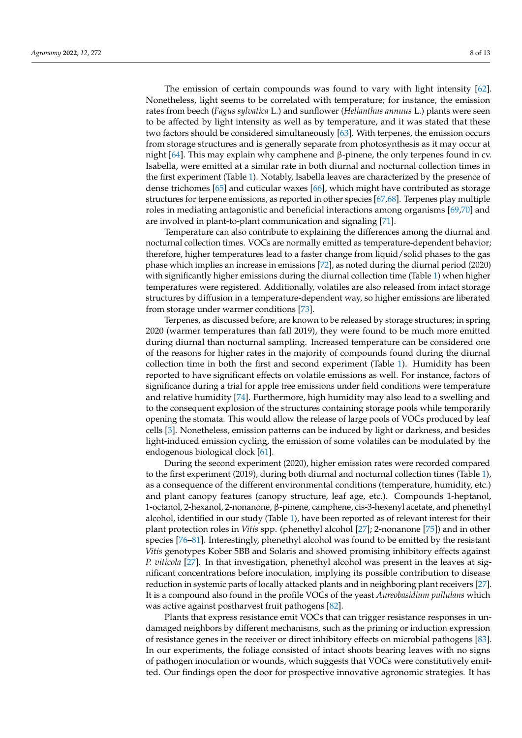The emission of certain compounds was found to vary with light intensity [62]. Nonetheless, light seems to be correlated with temperature; for instance, the emission rates from beech (*Fagus sylvatica* L.) and sunflower (*Helianthus annuus* L.) plants were seen to be affected by light intensity as well as by temperature, and it was stated that these two factors should be considered simultaneously [63]. With terpenes, the emission occurs from storage structures and is generally separate from photosynthesis as it may occur at night [64]. This may explain why camphene and β-pinene, the only terpenes found in cv. Isabella, were emitted at a similar rate in both diurnal and nocturnal collection times in the first experiment (Table 1). Notably, Isabella leaves are characterized by the presence of dense trichomes [65] and cuticular waxes [66], which might have contributed as storage structures for terpene emissions, as reported in other species [67,68]. Terpenes play multiple roles in mediating antagonistic and beneficial interactions among organisms [69,70] and are involved in plant-to-plant communication and signaling [71].

Temperature can also contribute to explaining the differences among the diurnal and nocturnal collection times. VOCs are normally emitted as temperature-dependent behavior; therefore, higher temperatures lead to a faster change from liquid/solid phases to the gas phase which implies an increase in emissions [72], as noted during the diurnal period (2020) with significantly higher emissions during the diurnal collection time (Table 1) when higher temperatures were registered. Additionally, volatiles are also released from intact storage structures by diffusion in a temperature-dependent way, so higher emissions are liberated from storage under warmer conditions [73].

Terpenes, as discussed before, are known to be released by storage structures; in spring 2020 (warmer temperatures than fall 2019), they were found to be much more emitted during diurnal than nocturnal sampling. Increased temperature can be considered one of the reasons for higher rates in the majority of compounds found during the diurnal collection time in both the first and second experiment (Table 1). Humidity has been reported to have significant effects on volatile emissions as well. For instance, factors of significance during a trial for apple tree emissions under field conditions were temperature and relative humidity [74]. Furthermore, high humidity may also lead to a swelling and to the consequent explosion of the structures containing storage pools while temporarily opening the stomata. This would allow the release of large pools of VOCs produced by leaf cells [3]. Nonetheless, emission patterns can be induced by light or darkness, and besides light-induced emission cycling, the emission of some volatiles can be modulated by the endogenous biological clock [61].

During the second experiment (2020), higher emission rates were recorded compared to the first experiment (2019), during both diurnal and nocturnal collection times (Table 1), as a consequence of the different environmental conditions (temperature, humidity, etc.) and plant canopy features (canopy structure, leaf age, etc.). Compounds 1-heptanol, 1-octanol, 2-hexanol, 2-nonanone, β-pinene, camphene, cis-3-hexenyl acetate, and phenethyl alcohol, identified in our study (Table 1), have been reported as of relevant interest for their plant protection roles in *Vitis* spp. (phenethyl alcohol [27]; 2-nonanone [75]) and in other species [76–81]. Interestingly, phenethyl alcohol was found to be emitted by the resistant *Vitis* genotypes Kober 5BB and Solaris and showed promising inhibitory effects against *P. viticola* [27]. In that investigation, phenethyl alcohol was present in the leaves at significant concentrations before inoculation, implying its possible contribution to disease reduction in systemic parts of locally attacked plants and in neighboring plant receivers [27]. It is a compound also found in the profile VOCs of the yeast *Aureobasidium pullulans* which was active against postharvest fruit pathogens [82].

Plants that express resistance emit VOCs that can trigger resistance responses in undamaged neighbors by different mechanisms, such as the priming or induction expression of resistance genes in the receiver or direct inhibitory effects on microbial pathogens [83]. In our experiments, the foliage consisted of intact shoots bearing leaves with no signs of pathogen inoculation or wounds, which suggests that VOCs were constitutively emitted. Our findings open the door for prospective innovative agronomic strategies. It has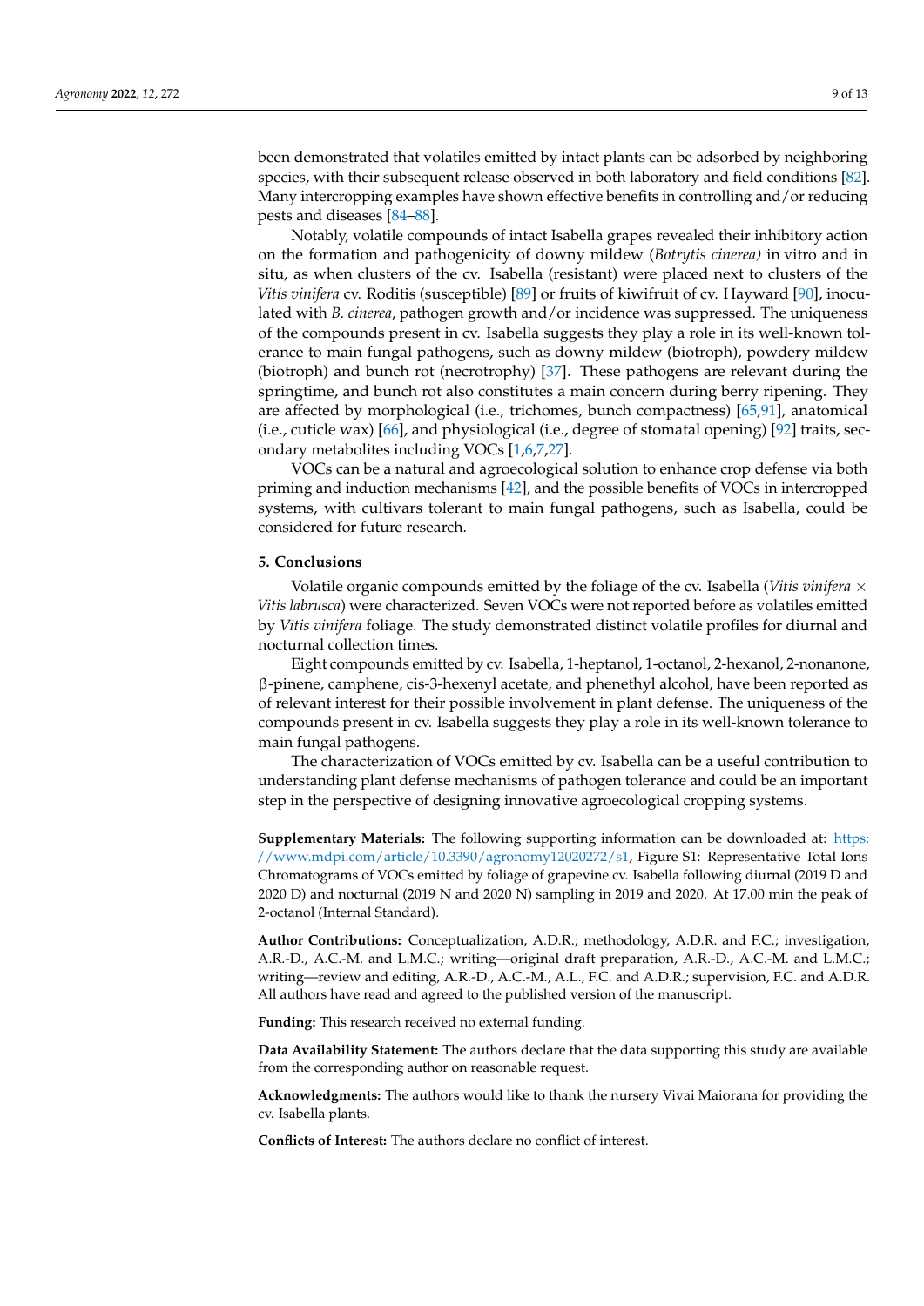been demonstrated that volatiles emitted by intact plants can be adsorbed by neighboring species, with their subsequent release observed in both laboratory and field conditions [82]. Many intercropping examples have shown effective benefits in controlling and/or reducing pests and diseases [84–88].

Notably, volatile compounds of intact Isabella grapes revealed their inhibitory action on the formation and pathogenicity of downy mildew (*Botrytis cinerea)* in vitro and in situ, as when clusters of the cv. Isabella (resistant) were placed next to clusters of the *Vitis vinifera* cv. Roditis (susceptible) [89] or fruits of kiwifruit of cv. Hayward [90], inoculated with *B. cinerea*, pathogen growth and/or incidence was suppressed. The uniqueness of the compounds present in cv. Isabella suggests they play a role in its well-known tolerance to main fungal pathogens, such as downy mildew (biotroph), powdery mildew (biotroph) and bunch rot (necrotrophy) [37]. These pathogens are relevant during the springtime, and bunch rot also constitutes a main concern during berry ripening. They are affected by morphological (i.e., trichomes, bunch compactness) [65,91], anatomical (i.e., cuticle wax) [66], and physiological (i.e., degree of stomatal opening) [92] traits, secondary metabolites including VOCs [1,6,7,27].

VOCs can be a natural and agroecological solution to enhance crop defense via both priming and induction mechanisms [42], and the possible benefits of VOCs in intercropped systems, with cultivars tolerant to main fungal pathogens, such as Isabella, could be considered for future research.

## 5. Conclusions

Volatile organic compounds emitted by the foliage of the cv. Isabella (*Vitis vinifera* × *Vitis labrusca*) were characterized. Seven VOCs were not reported before as volatiles emitted by *Vitis vinifera* foliage. The study demonstrated distinct volatile profiles for diurnal and nocturnal collection times.

Eight compounds emitted by cv. Isabella, 1-heptanol, 1-octanol, 2-hexanol, 2-nonanone, β-pinene, camphene, cis-3-hexenyl acetate, and phenethyl alcohol, have been reported as of relevant interest for their possible involvement in plant defense. The uniqueness of the compounds present in cv. Isabella suggests they play a role in its well-known tolerance to main fungal pathogens.

The characterization of VOCs emitted by cv. Isabella can be a useful contribution to understanding plant defense mechanisms of pathogen tolerance and could be an important step in the perspective of designing innovative agroecological cropping systems.

**Supplementary Materials:** The following supporting information can be downloaded at: https://www.mdpi.com/article/10.3390/agronomy12020272/s1, Figure S1: Representative Total Ions Chromatograms of VOCs emitted by foliage of grapevine cv. Isabella following diurnal (2019 D and 2020 D) and nocturnal (2019 N and 2020 N) sampling in 2019 and 2020. At 17.00 min the peak of 2-octanol (Internal Standard).

**Author Contributions:** Conceptualization, A.D.R.; methodology, A.D.R. and F.C.; investigation, A.R.-D., A.C.-M. and L.M.C.; writing—original draft preparation, A.R.-D., A.C.-M. and L.M.C.; writing—review and editing, A.R.-D., A.C.-M., A.L., F.C. and A.D.R.; supervision, F.C. and A.D.R. All authors have read and agreed to the published version of the manuscript.

**Funding:** This research received no external funding.

**Data Availability Statement:** The authors declare that the data supporting this study are available from the corresponding author on reasonable request.

**Acknowledgments:** The authors would like to thank the nursery Vivai Maiorana for providing the cv. Isabella plants.

**Conflicts of Interest:** The authors declare no conflict of interest.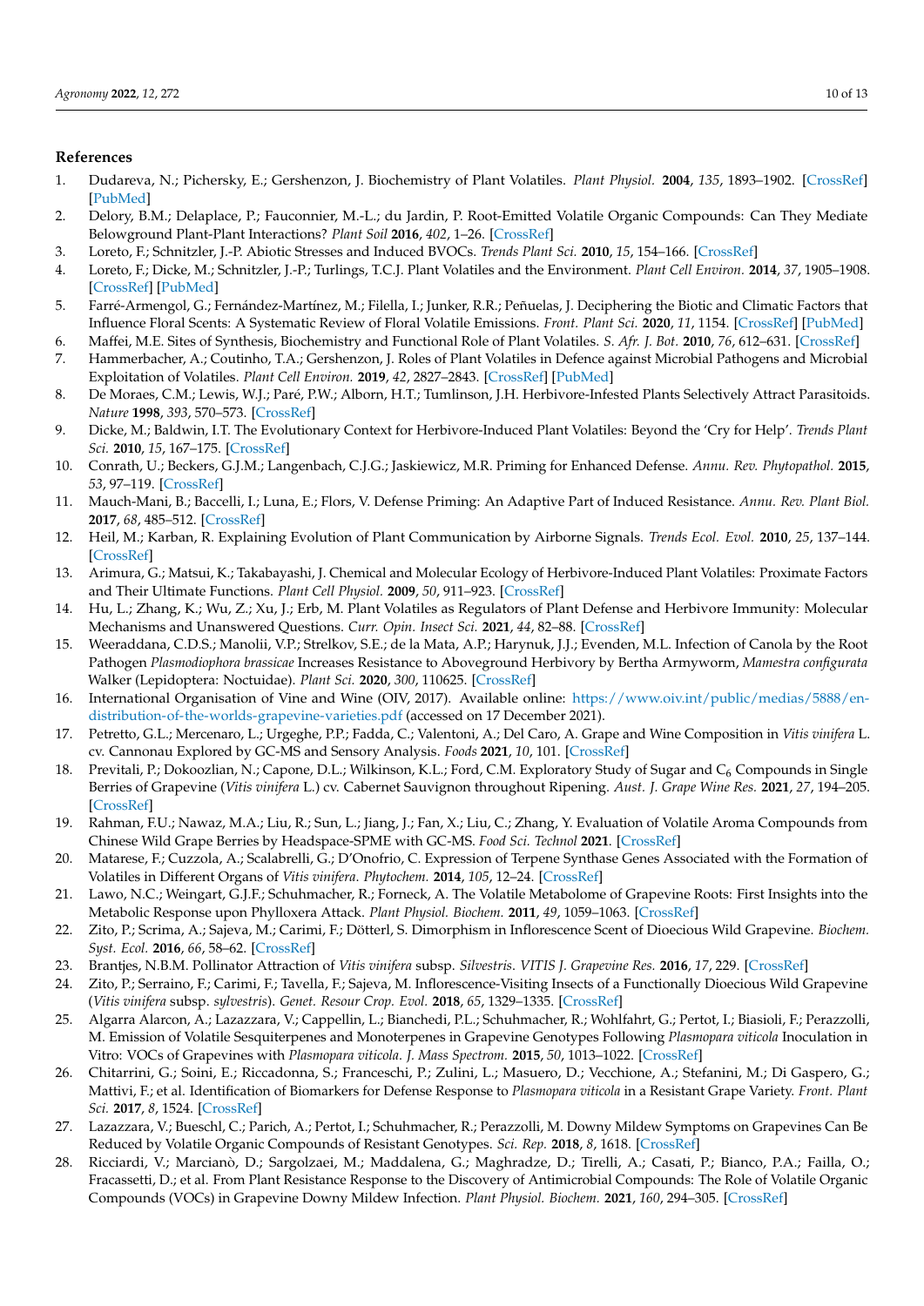## References

1. Dudareva, N.; Pichersky, E.; Gershenzon, J. Biochemistry of Plant Volatiles. *Plant Physiol.* **2004**, *135*, 1893–1902. [CrossRef] [PubMed]
2. Delory, B.M.; Delaplace, P.; Fauconnier, M.-L.; du Jardin, P. Root-Emitted Volatile Organic Compounds: Can They Mediate Belowground Plant-Plant Interactions? *Plant Soil* **2016**, *402*, 1–26. [CrossRef]
3. Loreto, F.; Schnitzler, J.-P. Abiotic Stresses and Induced BVOCs. *Trends Plant Sci.* **2010**, *15*, 154–166. [CrossRef]
4. Loreto, F.; Dicke, M.; Schnitzler, J.-P.; Turlings, T.C.J. Plant Volatiles and the Environment. *Plant Cell Environ.* **2014**, *37*, 1905–1908. [CrossRef] [PubMed]
5. Farré-Armengol, G.; Fernández-Martínez, M.; Filella, I.; Junker, R.R.; Peñuelas, J. Deciphering the Biotic and Climatic Factors that Influence Floral Scents: A Systematic Review of Floral Volatile Emissions. *Front. Plant Sci.* **2020**, *11*, 1154. [CrossRef] [PubMed]
6. Maffei, M.E. Sites of Synthesis, Biochemistry and Functional Role of Plant Volatiles. *S. Afr. J. Bot.* **2010**, *76*, 612–631. [CrossRef]
7. Hammerbacher, A.; Coutinho, T.A.; Gershenzon, J. Roles of Plant Volatiles in Defence against Microbial Pathogens and Microbial Exploitation of Volatiles. *Plant Cell Environ.* **2019**, *42*, 2827–2843. [CrossRef] [PubMed]
8. De Moraes, C.M.; Lewis, W.J.; Paré, P.W.; Alborn, H.T.; Tumlinson, J.H. Herbivore-Infested Plants Selectively Attract Parasitoids. *Nature* **1998**, *393*, 570–573. [CrossRef]
9. Dicke, M.; Baldwin, I.T. The Evolutionary Context for Herbivore-Induced Plant Volatiles: Beyond the 'Cry for Help'. *Trends Plant Sci.* **2010**, *15*, 167–175. [CrossRef]
10. Conrath, U.; Beckers, G.J.M.; Langenbach, C.J.G.; Jaskiewicz, M.R. Priming for Enhanced Defense. *Annu. Rev. Phytopathol.* **2015**, *53*, 97–119. [CrossRef]
11. Mauch-Mani, B.; Baccelli, I.; Luna, E.; Flors, V. Defense Priming: An Adaptive Part of Induced Resistance. *Annu. Rev. Plant Biol.* **2017**, *68*, 485–512. [CrossRef]
12. Heil, M.; Karban, R. Explaining Evolution of Plant Communication by Airborne Signals. *Trends Ecol. Evol.* **2010**, *25*, 137–144. [CrossRef]
13. Arimura, G.; Matsui, K.; Takabayashi, J. Chemical and Molecular Ecology of Herbivore-Induced Plant Volatiles: Proximate Factors and Their Ultimate Functions. *Plant Cell Physiol.* **2009**, *50*, 911–923. [CrossRef]
14. Hu, L.; Zhang, K.; Wu, Z.; Xu, J.; Erb, M. Plant Volatiles as Regulators of Plant Defense and Herbivore Immunity: Molecular Mechanisms and Unanswered Questions. *Curr. Opin. Insect Sci.* **2021**, *44*, 82–88. [CrossRef]
15. Weeraddana, C.D.S.; Manolii, V.P.; Strelkov, S.E.; de la Mata, A.P.; Harynuk, J.J.; Evenden, M.L. Infection of Canola by the Root Pathogen *Plasmodiophora brassicae* Increases Resistance to Aboveground Herbivory by Bertha Armyworm, *Mamestra configurata* Walker (Lepidoptera: Noctuidae). *Plant Sci.* **2020**, *300*, 110625. [CrossRef]
16. International Organisation of Vine and Wine (OIV, 2017). Available online: https://www.oiv.int/public/medias/5888/en-distribution-of-the-worlds-grapevine-varieties.pdf (accessed on 17 December 2021).
17. Petretto, G.L.; Mercenaro, L.; Urgeghe, P.P.; Fadda, C.; Valentoni, A.; Del Caro, A. Grape and Wine Composition in *Vitis vinifera* L. cv. Cannonau Explored by GC-MS and Sensory Analysis. *Foods* **2021**, *10*, 101. [CrossRef]
18. Previtali, P.; Dokoozlian, N.; Capone, D.L.; Wilkinson, K.L.; Ford, C.M. Exploratory Study of Sugar and $C_6$ Compounds in Single Berries of Grapevine (*Vitis vinifera* L.) cv. Cabernet Sauvignon throughout Ripening. *Aust. J. Grape Wine Res.* **2021**, *27*, 194–205. [CrossRef]
19. Rahman, F.U.; Nawaz, M.A.; Liu, R.; Sun, L.; Jiang, J.; Fan, X.; Liu, C.; Zhang, Y. Evaluation of Volatile Aroma Compounds from Chinese Wild Grape Berries by Headspace-SPME with GC-MS. *Food Sci. Technol* **2021**. [CrossRef]
20. Matarese, F.; Cuzzola, A.; Scalabrelli, G.; D'Onofrio, C. Expression of Terpene Synthase Genes Associated with the Formation of Volatiles in Different Organs of *Vitis vinifera*. *Phytochem.* **2014**, *105*, 12–24. [CrossRef]
21. Lawo, N.C.; Weingart, G.J.F.; Schuhmacher, R.; Forneck, A. The Volatile Metabolome of Grapevine Roots: First Insights into the Metabolic Response upon Phylloxera Attack. *Plant Physiol. Biochem.* **2011**, *49*, 1059–1063. [CrossRef]
22. Zito, P.; Scrima, A.; Sajeva, M.; Carimi, F.; Dötterl, S. Dimorphism in Inflorescence Scent of Dioecious Wild Grapevine. *Biochem. Syst. Ecol.* **2016**, *66*, 58–62. [CrossRef]
23. Brantjes, N.B.M. Pollinator Attraction of *Vitis vinifera* subsp. *Silvestris*. *VITIS J. Grapevine Res.* **2016**, *17*, 229. [CrossRef]
24. Zito, P.; Serraino, F.; Carimi, F.; Tavella, F.; Sajeva, M. Inflorescence-Visiting Insects of a Functionally Dioecious Wild Grapevine (*Vitis vinifera* subsp. *sylvestris*). *Genet. Resour Crop. Evol.* **2018**, *65*, 1329–1335. [CrossRef]
25. Algarra Alarcon, A.; Lazazzara, V.; Cappellin, L.; Bianchedi, P.L.; Schuhmacher, R.; Wohlfahrt, G.; Pertot, I.; Biasioli, F.; Perazzolli, M. Emission of Volatile Sesquiterpenes and Monoterpenes in Grapevine Genotypes Following *Plasmopara viticola* Inoculation in Vitro: VOCs of Grapevines with *Plasmopara viticola*. *J. Mass Spectrom.* **2015**, *50*, 1013–1022. [CrossRef]
26. Chitarrini, G.; Soini, E.; Riccadonna, S.; Franceschi, P.; Zulini, L.; Masuero, D.; Vecchione, A.; Stefanini, M.; Di Gaspero, G.; Mattivi, F.; et al. Identification of Biomarkers for Defense Response to *Plasmopara viticola* in a Resistant Grape Variety. *Front. Plant Sci.* **2017**, *8*, 1524. [CrossRef]
27. Lazazzara, V.; Bueschl, C.; Parich, A.; Pertot, I.; Schuhmacher, R.; Perazzolli, M. Downy Mildew Symptoms on Grapevines Can Be Reduced by Volatile Organic Compounds of Resistant Genotypes. *Sci. Rep.* **2018**, *8*, 1618. [CrossRef]
28. Ricciardi, V.; Marcianò, D.; Sargolzaei, M.; Maddalena, G.; Maghradze, D.; Tirelli, A.; Casati, P.; Bianco, P.A.; Failla, O.; Fracassetti, D.; et al. From Plant Resistance Response to the Discovery of Antimicrobial Compounds: The Role of Volatile Organic Compounds (VOCs) in Grapevine Downy Mildew Infection. *Plant Physiol. Biochem.* **2021**, *160*, 294–305. [CrossRef]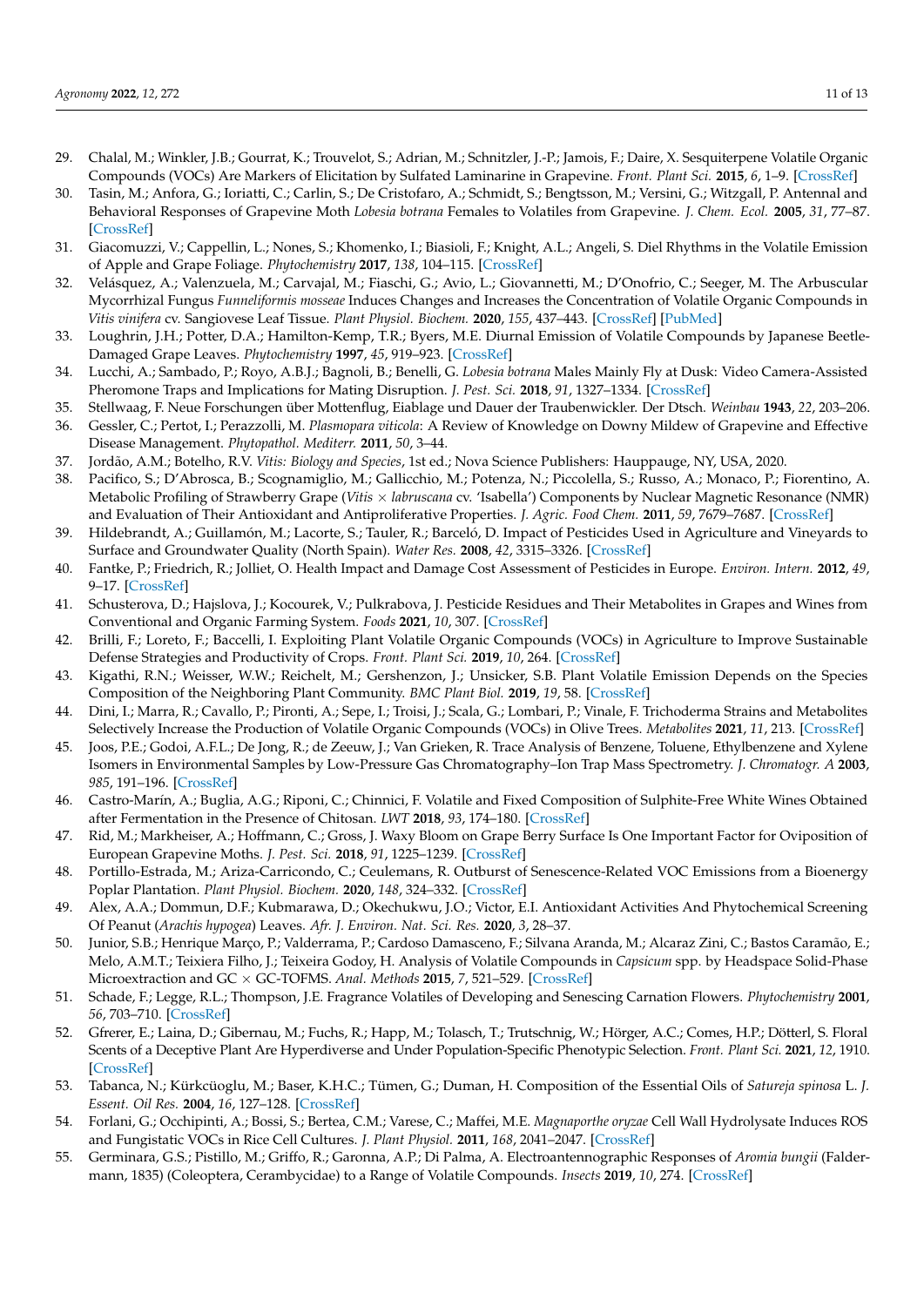29. Chalal, M.; Winkler, J.B.; Gourrat, K.; Trouvelot, S.; Adrian, M.; Schnitzler, J.-P.; Jamois, F.; Daire, X. Sesquiterpene Volatile Organic Compounds (VOCs) Are Markers of Elicitation by Sulfated Laminarine in Grapevine. *Front. Plant Sci.* **2015**, *6*, 1–9. [CrossRef]
30. Tasin, M.; Anfora, G.; Ioriatti, C.; Carlin, S.; De Cristofaro, A.; Schmidt, S.; Bengtsson, M.; Versini, G.; Witzgall, P. Antennal and Behavioral Responses of Grapevine Moth *Lobesia botrana* Females to Volatiles from Grapevine. *J. Chem. Ecol.* **2005**, *31*, 77–87. [CrossRef]
31. Giacomuzzi, V.; Cappellin, L.; Nones, S.; Khomenko, I.; Biasioli, F.; Knight, A.L.; Angeli, S. Diel Rhythms in the Volatile Emission of Apple and Grape Foliage. *Phytochemistry* **2017**, *138*, 104–115. [CrossRef]
32. Velásquez, A.; Valenzuela, M.; Carvajal, M.; Fiaschi, G.; Avio, L.; Giovannetti, M.; D'Onofrio, C.; Seeger, M. The Arbuscular Mycorrhizal Fungus *Funneliformis mosseae* Induces Changes and Increases the Concentration of Volatile Organic Compounds in *Vitis vinifera* cv. Sangiovese Leaf Tissue. *Plant Physiol. Biochem.* **2020**, *155*, 437–443. [CrossRef] [PubMed]
33. Loughrin, J.H.; Potter, D.A.; Hamilton-Kemp, T.R.; Byers, M.E. Diurnal Emission of Volatile Compounds by Japanese Beetle-Damaged Grape Leaves. *Phytochemistry* **1997**, *45*, 919–923. [CrossRef]
34. Lucchi, A.; Sambado, P.; Royo, A.B.J.; Bagnoli, B.; Benelli, G. *Lobesia botrana* Males Mainly Fly at Dusk: Video Camera-Assisted Pheromone Traps and Implications for Mating Disruption. *J. Pest. Sci.* **2018**, *91*, 1327–1334. [CrossRef]
35. Stellwaag, F. Neue Forschungen über Mottenflug, Eiablage und Dauer der Traubenwickler. Der Dtsch. *Weinbau* **1943**, *22*, 203–206.
36. Gessler, C.; Pertot, I.; Perazzolli, M. *Plasmopara viticola*: A Review of Knowledge on Downy Mildew of Grapevine and Effective Disease Management. *Phytopathol. Mediterr.* **2011**, *50*, 3–44.
37. Jordão, A.M.; Botelho, R.V. *Vitis: Biology and Species*, 1st ed.; Nova Science Publishers: Hauppauge, NY, USA, 2020.
38. Pacifico, S.; D'Abrosca, B.; Scognamiglio, M.; Gallicchio, M.; Potenza, N.; Piccolella, S.; Russo, A.; Monaco, P.; Fiorentino, A. Metabolic Profiling of Strawberry Grape (*Vitis* × *labruscana* cv. 'Isabella') Components by Nuclear Magnetic Resonance (NMR) and Evaluation of Their Antioxidant and Antiproliferative Properties. *J. Agric. Food Chem.* **2011**, *59*, 7679–7687. [CrossRef]
39. Hildebrandt, A.; Guillamón, M.; Lacorte, S.; Tauler, R.; Barceló, D. Impact of Pesticides Used in Agriculture and Vineyards to Surface and Groundwater Quality (North Spain). *Water Res.* **2008**, *42*, 3315–3326. [CrossRef]
40. Fantke, P.; Friedrich, R.; Jolliet, O. Health Impact and Damage Cost Assessment of Pesticides in Europe. *Environ. Intern.* **2012**, *49*, 9–17. [CrossRef]
41. Schusterova, D.; Hajslova, J.; Kocourek, V.; Pulkrabova, J. Pesticide Residues and Their Metabolites in Grapes and Wines from Conventional and Organic Farming System. *Foods* **2021**, *10*, 307. [CrossRef]
42. Brilli, F.; Loreto, F.; Baccelli, I. Exploiting Plant Volatile Organic Compounds (VOCs) in Agriculture to Improve Sustainable Defense Strategies and Productivity of Crops. *Front. Plant Sci.* **2019**, *10*, 264. [CrossRef]
43. Kigathi, R.N.; Weisser, W.W.; Reichelt, M.; Gershenzon, J.; Unsicker, S.B. Plant Volatile Emission Depends on the Species Composition of the Neighboring Plant Community. *BMC Plant Biol.* **2019**, *19*, 58. [CrossRef]
44. Dini, I.; Marra, R.; Cavallo, P.; Pironti, A.; Sepe, I.; Troisi, J.; Scala, G.; Lombari, P.; Vinale, F. Trichoderma Strains and Metabolites Selectively Increase the Production of Volatile Organic Compounds (VOCs) in Olive Trees. *Metabolites* **2021**, *11*, 213. [CrossRef]
45. Joos, P.E.; Godoi, A.F.L.; De Jong, R.; de Zeeuw, J.; Van Grieken, R. Trace Analysis of Benzene, Toluene, Ethylbenzene and Xylene Isomers in Environmental Samples by Low-Pressure Gas Chromatography–Ion Trap Mass Spectrometry. *J. Chromatogr. A* **2003**, *985*, 191–196. [CrossRef]
46. Castro-Marín, A.; Buglia, A.G.; Riponi, C.; Chinnici, F. Volatile and Fixed Composition of Sulphite-Free White Wines Obtained after Fermentation in the Presence of Chitosan. *LWT* **2018**, *93*, 174–180. [CrossRef]
47. Rid, M.; Markheiser, A.; Hoffmann, C.; Gross, J. Waxy Bloom on Grape Berry Surface Is One Important Factor for Oviposition of European Grapevine Moths. *J. Pest. Sci.* **2018**, *91*, 1225–1239. [CrossRef]
48. Portillo-Estrada, M.; Ariza-Carricondo, C.; Ceulemans, R. Outburst of Senescence-Related VOC Emissions from a Bioenergy Poplar Plantation. *Plant Physiol. Biochem.* **2020**, *148*, 324–332. [CrossRef]
49. Alex, A.A.; Dommun, D.F.; Kubmarawa, D.; Okechukwu, J.O.; Victor, E.I. Antioxidant Activities And Phytochemical Screening Of Peanut (*Arachis hypogea*) Leaves. *Afr. J. Environ. Nat. Sci. Res.* **2020**, *3*, 28–37.
50. Junior, S.B.; Henrique Março, P.; Valderrama, P.; Cardoso Damasceno, F.; Silvana Aranda, M.; Alcaraz Zini, C.; Bastos Caramão, E.; Melo, A.M.T.; Teixiera Filho, J.; Teixiera Godoy, H. Analysis of Volatile Compounds in *Capsicum* spp. by Headspace Solid-Phase Microextraction and GC × GC-TOFMS. *Anal. Methods* **2015**, *7*, 521–529. [CrossRef]
51. Schade, F.; Legge, R.L.; Thompson, J.E. Fragrance Volatiles of Developing and Senescing Carnation Flowers. *Phytochemistry* **2001**, *56*, 703–710. [CrossRef]
52. Gfrerer, E.; Laina, D.; Gibernau, M.; Fuchs, R.; Happ, M.; Tolasch, T.; Trutschnig, W.; Hörger, A.C.; Comes, H.P.; Dötterl, S. Floral Scents of a Deceptive Plant Are Hyperdiverse and Under Population-Specific Phenotypic Selection. *Front. Plant Sci.* **2021**, *12*, 1910. [CrossRef]
53. Tabanca, N.; Kürkcüoglu, M.; Baser, K.H.C.; Tümen, G.; Duman, H. Composition of the Essential Oils of *Satureja spinosa* L. *J. Essent. Oil Res.* **2004**, *16*, 127–128. [CrossRef]
54. Forlani, G.; Occhipinti, A.; Bossi, S.; Bertea, C.M.; Varese, C.; Maffei, M.E. *Magnaporthe oryzae* Cell Wall Hydrolysate Induces ROS and Fungistatic VOCs in Rice Cell Cultures. *J. Plant Physiol.* **2011**, *168*, 2041–2047. [CrossRef]
55. Germinara, G.S.; Pistillo, M.; Griffo, R.; Garonna, A.P.; Di Palma, A. Electroantennographic Responses of *Aromia bungii* (Faldermann, 1835) (Coleoptera, Cerambycidae) to a Range of Volatile Compounds. *Insects* **2019**, *10*, 274. [CrossRef]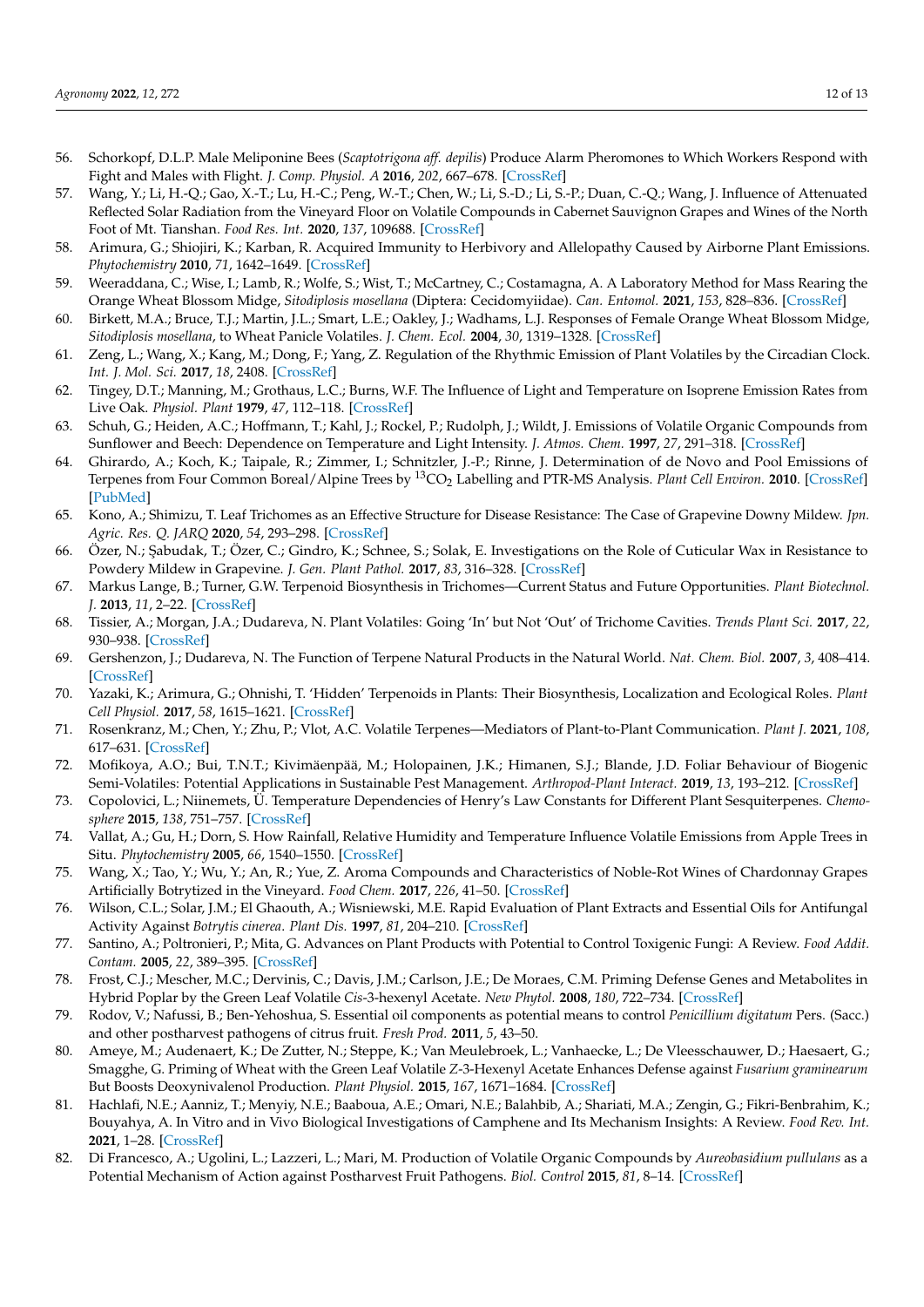56. Schorkopf, D.L.P. Male Meliponine Bees (*Scaptotrigona aff. depilis*) Produce Alarm Pheromones to Which Workers Respond with Fight and Males with Flight. *J. Comp. Physiol. A* **2016**, *202*, 667–678. [CrossRef]
57. Wang, Y.; Li, H.-Q.; Gao, X.-T.; Lu, H.-C.; Peng, W.-T.; Chen, W.; Li, S.-D.; Li, S.-P.; Duan, C.-Q.; Wang, J. Influence of Attenuated Reflected Solar Radiation from the Vineyard Floor on Volatile Compounds in Cabernet Sauvignon Grapes and Wines of the North Foot of Mt. Tianshan. *Food Res. Int.* **2020**, *137*, 109688. [CrossRef]
58. Arimura, G.; Shiojiri, K.; Karban, R. Acquired Immunity to Herbivory and Allelopathy Caused by Airborne Plant Emissions. *Phytochemistry* **2010**, *71*, 1642–1649. [CrossRef]
59. Weeraddana, C.; Wise, I.; Lamb, R.; Wolfe, S.; Wist, T.; McCartney, C.; Costamagna, A. A Laboratory Method for Mass Rearing the Orange Wheat Blossom Midge, *Sitodiplosis mosellana* (Diptera: Cecidomyiidae). *Can. Entomol.* **2021**, *153*, 828–836. [CrossRef]
60. Birkett, M.A.; Bruce, T.J.; Martin, J.L.; Smart, L.E.; Oakley, J.; Wadhams, L.J. Responses of Female Orange Wheat Blossom Midge, *Sitodiplosis mosellana*, to Wheat Panicle Volatiles. *J. Chem. Ecol.* **2004**, *30*, 1319–1328. [CrossRef]
61. Zeng, L.; Wang, X.; Kang, M.; Dong, F.; Yang, Z. Regulation of the Rhythmic Emission of Plant Volatiles by the Circadian Clock. *Int. J. Mol. Sci.* **2017**, *18*, 2408. [CrossRef]
62. Tingey, D.T.; Manning, M.; Grothaus, L.C.; Burns, W.F. The Influence of Light and Temperature on Isoprene Emission Rates from Live Oak. *Physiol. Plant* **1979**, *47*, 112–118. [CrossRef]
63. Schuh, G.; Heiden, A.C.; Hoffmann, T.; Kahl, J.; Rockel, P.; Rudolph, J.; Wildt, J. Emissions of Volatile Organic Compounds from Sunflower and Beech: Dependence on Temperature and Light Intensity. *J. Atmos. Chem.* **1997**, *27*, 291–318. [CrossRef]
64. Ghirardo, A.; Koch, K.; Taipale, R.; Zimmer, I.; Schnitzler, J.-P.; Rinne, J. Determination of de Novo and Pool Emissions of Terpenes from Four Common Boreal/Alpine Trees by $^{13}CO_2$ Labelling and PTR-MS Analysis. *Plant Cell Environ.* **2010**. [CrossRef] [PubMed]
65. Kono, A.; Shimizu, T. Leaf Trichomes as an Effective Structure for Disease Resistance: The Case of Grapevine Downy Mildew. *Jpn. Agric. Res. Q. JARQ* **2020**, *54*, 293–298. [CrossRef]
66. Özer, N.; Şabudak, T.; Özer, C.; Gindro, K.; Schnee, S.; Solak, E. Investigations on the Role of Cuticular Wax in Resistance to Powdery Mildew in Grapevine. *J. Gen. Plant Pathol.* **2017**, *83*, 316–328. [CrossRef]
67. Markus Lange, B.; Turner, G.W. Terpenoid Biosynthesis in Trichomes—Current Status and Future Opportunities. *Plant Biotechnol. J.* **2013**, *11*, 2–22. [CrossRef]
68. Tissier, A.; Morgan, J.A.; Dudareva, N. Plant Volatiles: Going 'In' but Not 'Out' of Trichome Cavities. *Trends Plant Sci.* **2017**, *22*, 930–938. [CrossRef]
69. Gershenzon, J.; Dudareva, N. The Function of Terpene Natural Products in the Natural World. *Nat. Chem. Biol.* **2007**, *3*, 408–414. [CrossRef]
70. Yazaki, K.; Arimura, G.; Ohnishi, T. 'Hidden' Terpenoids in Plants: Their Biosynthesis, Localization and Ecological Roles. *Plant Cell Physiol.* **2017**, *58*, 1615–1621. [CrossRef]
71. Rosenkranz, M.; Chen, Y.; Zhu, P.; Vlot, A.C. Volatile Terpenes—Mediators of Plant-to-Plant Communication. *Plant J.* **2021**, *108*, 617–631. [CrossRef]
72. Mofikoya, A.O.; Bui, T.N.T.; Kivimäenpää, M.; Holopainen, J.K.; Himanen, S.J.; Blande, J.D. Foliar Behaviour of Biogenic Semi-Volatiles: Potential Applications in Sustainable Pest Management. *Arthropod-Plant Interact.* **2019**, *13*, 193–212. [CrossRef]
73. Copolovici, L.; Niinemets, Ü. Temperature Dependencies of Henry's Law Constants for Different Plant Sesquiterpenes. *Chemosphere* **2015**, *138*, 751–757. [CrossRef]
74. Vallat, A.; Gu, H.; Dorn, S. How Rainfall, Relative Humidity and Temperature Influence Volatile Emissions from Apple Trees in Situ. *Phytochemistry* **2005**, *66*, 1540–1550. [CrossRef]
75. Wang, X.; Tao, Y.; Wu, Y.; An, R.; Yue, Z. Aroma Compounds and Characteristics of Noble-Rot Wines of Chardonnay Grapes Artificially Botrytized in the Vineyard. *Food Chem.* **2017**, *226*, 41–50. [CrossRef]
76. Wilson, C.L.; Solar, J.M.; El Ghaouth, A.; Wisniewski, M.E. Rapid Evaluation of Plant Extracts and Essential Oils for Antifungal Activity Against *Botrytis cinerea*. *Plant Dis.* **1997**, *81*, 204–210. [CrossRef]
77. Santino, A.; Poltronieri, P.; Mita, G. Advances on Plant Products with Potential to Control Toxigenic Fungi: A Review. *Food Addit. Contam.* **2005**, *22*, 389–395. [CrossRef]
78. Frost, C.J.; Mescher, M.C.; Dervinis, C.; Davis, J.M.; Carlson, J.E.; De Moraes, C.M. Priming Defense Genes and Metabolites in Hybrid Poplar by the Green Leaf Volatile *Cis*-3-hexenyl Acetate. *New Phytol.* **2008**, *180*, 722–734. [CrossRef]
79. Rodov, V.; Nafussi, B.; Ben-Yehoshua, S. Essential oil components as potential means to control *Penicillium digitatum* Pers. (Sacc.) and other postharvest pathogens of citrus fruit. *Fresh Prod.* **2011**, *5*, 43–50.
80. Ameye, M.; Audenaert, K.; De Zutter, N.; Steppe, K.; Van Meulebroek, L.; Vanhaecke, L.; De Vleesschauwer, D.; Haesaert, G.; Smagghe, G. Priming of Wheat with the Green Leaf Volatile Z-3-Hexenyl Acetate Enhances Defense against *Fusarium graminearum* But Boosts Deoxynivalenol Production. *Plant Physiol.* **2015**, *167*, 1671–1684. [CrossRef]
81. Hachlafi, N.E.; Aanniz, T.; Menyiy, N.E.; Baaboua, A.E.; Omari, N.E.; Balahbib, A.; Shariati, M.A.; Zengin, G.; Fikri-Benbrahim, K.; Bouyahya, A. In Vitro and in Vivo Biological Investigations of Camphene and Its Mechanism Insights: A Review. *Food Rev. Int.* **2021**, 1–28. [CrossRef]
82. Di Francesco, A.; Ugolini, L.; Lazzeri, L.; Mari, M. Production of Volatile Organic Compounds by *Aureobasidium pullulans* as a Potential Mechanism of Action against Postharvest Fruit Pathogens. *Biol. Control* **2015**, *81*, 8–14. [CrossRef]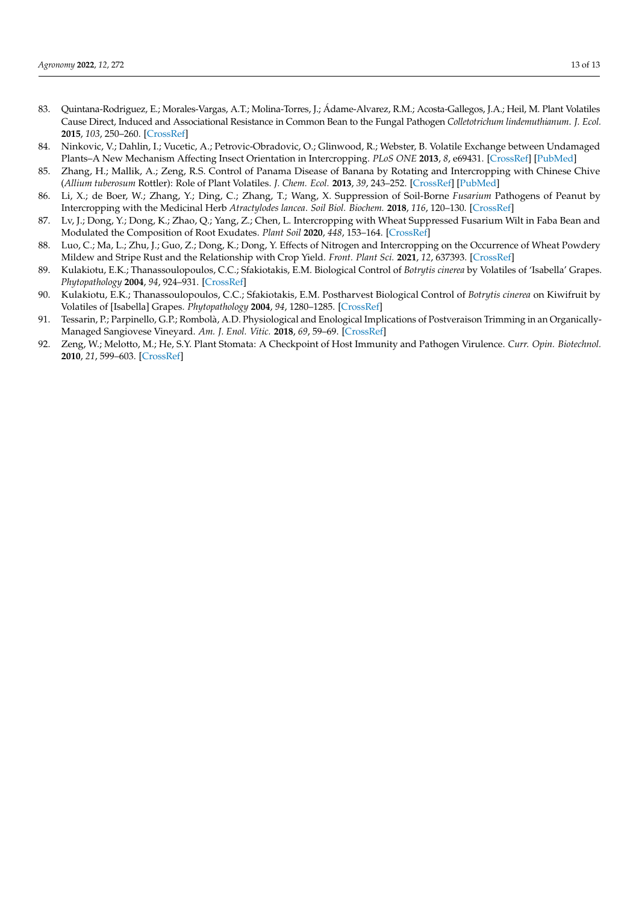83. Quintana-Rodriguez, E.; Morales-Vargas, A.T.; Molina-Torres, J.; Ádame-Alvarez, R.M.; Acosta-Gallegos, J.A.; Heil, M. Plant Volatiles Cause Direct, Induced and Associational Resistance in Common Bean to the Fungal Pathogen *Colletotrichum lindemuthianum*. *J. Ecol.* **2015**, *103*, 250–260. [CrossRef]
84. Ninkovic, V.; Dahlin, I.; Vucetic, A.; Petrovic-Obradovic, O.; Glinwood, R.; Webster, B. Volatile Exchange between Undamaged Plants–A New Mechanism Affecting Insect Orientation in Intercropping. *PLoS ONE* **2013**, *8*, e69431. [CrossRef] [PubMed]
85. Zhang, H.; Mallik, A.; Zeng, R.S. Control of Panama Disease of Banana by Rotating and Intercropping with Chinese Chive (*Allium tuberosum* Rottler): Role of Plant Volatiles. *J. Chem. Ecol.* **2013**, *39*, 243–252. [CrossRef] [PubMed]
86. Li, X.; de Boer, W.; Zhang, Y.; Ding, C.; Zhang, T.; Wang, X. Suppression of Soil-Borne *Fusarium* Pathogens of Peanut by Intercropping with the Medicinal Herb *Atractylodes lancea*. *Soil Biol. Biochem.* **2018**, *116*, 120–130. [CrossRef]
87. Lv, J.; Dong, Y.; Dong, K.; Zhao, Q.; Yang, Z.; Chen, L. Intercropping with Wheat Suppressed Fusarium Wilt in Faba Bean and Modulated the Composition of Root Exudates. *Plant Soil* **2020**, *448*, 153–164. [CrossRef]
88. Luo, C.; Ma, L.; Zhu, J.; Guo, Z.; Dong, K.; Dong, Y. Effects of Nitrogen and Intercropping on the Occurrence of Wheat Powdery Mildew and Stripe Rust and the Relationship with Crop Yield. *Front. Plant Sci.* **2021**, *12*, 637393. [CrossRef]
89. Kulakiotu, E.K.; Thanassoulopoulos, C.C.; Sfakiotakis, E.M. Biological Control of *Botrytis cinerea* by Volatiles of 'Isabella' Grapes. *Phytopathology* **2004**, *94*, 924–931. [CrossRef]
90. Kulakiotu, E.K.; Thanassoulopoulos, C.C.; Sfakiotakis, E.M. Postharvest Biological Control of *Botrytis cinerea* on Kiwifruit by Volatiles of [Isabella] Grapes. *Phytopathology* **2004**, *94*, 1280–1285. [CrossRef]
91. Tessarin, P.; Parpinello, G.P.; Rombolà, A.D. Physiological and Enological Implications of Postveraison Trimming in an Organically-Managed Sangiovese Vineyard. *Am. J. Enol. Vitic.* **2018**, *69*, 59–69. [CrossRef]
92. Zeng, W.; Melotto, M.; He, S.Y. Plant Stomata: A Checkpoint of Host Immunity and Pathogen Virulence. *Curr. Opin. Biotechnol.* **2010**, *21*, 599–603. [CrossRef]